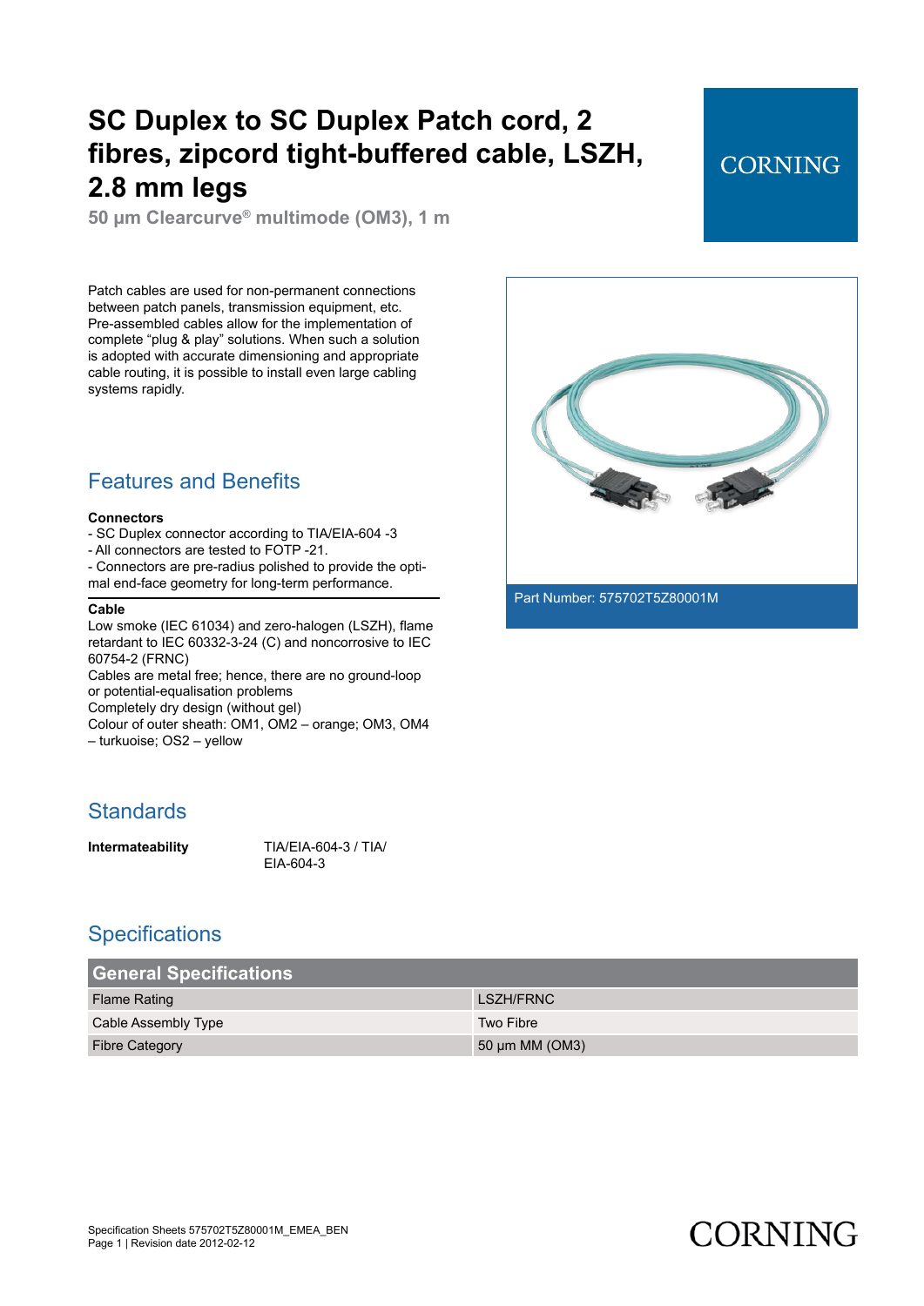# SC Duplex to SC Duplex Patch cord, 2 fibres, zipcord tight-buffered cable, LSZH, 2.8 mm legs

**50 µm Clearcurve® multimode (OM3), 1 m**

CORNING

Patch cables are used for non-permanent connections between patch panels, transmission equipment, etc. Pre-assembled cables allow for the implementation of complete “plug & play” solutions. When such a solution is adopted with accurate dimensioning and appropriate cable routing, it is possible to install even large cabling systems rapidly.

Part Number: 575702T5Z80001M

## Features and Benefits

**Connectors**

- SC Duplex connector according to TIA/EIA-604 -3
- All connectors are tested to FOTP -21.
- Connectors are pre-radius polished to provide the optimal end-face geometry for long-term performance.

**Cable**

Low smoke (IEC 61034) and zero-halogen (LSZH), flame retardant to IEC 60332-3-24 (C) and noncorrosive to IEC 60754-2 (FRNC)
Cables are metal free; hence, there are no ground-loop or potential-equalisation problems
Completely dry design (without gel)
Colour of outer sheath: OM1, OM2 – orange; OM3, OM4 – turkuoise; OS2 – yellow

## Standards

| | |
|---|---|
| **Intermateability** | TIA/EIA-604-3 / TIA/EIA-604-3 |

## Specifications

| General Specifications | |
|---|---|
| Flame Rating | LSZH/FRNC |
| Cable Assembly Type | Two Fibre |
| Fibre Category | 50 µm MM (OM3) |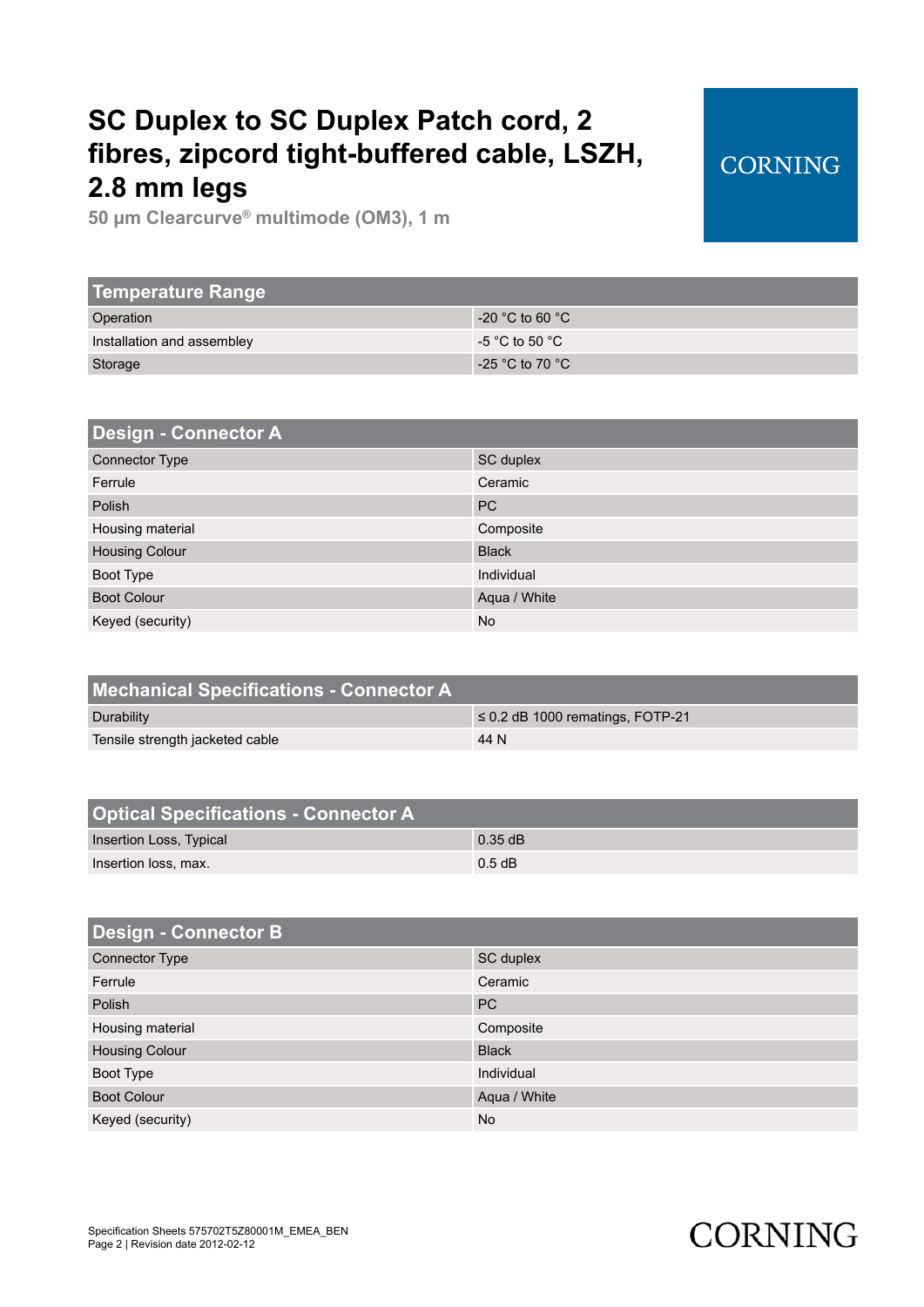# SC Duplex to SC Duplex Patch cord, 2 fibres, zipcord tight-buffered cable, LSZH, 2.8 mm legs

**50 µm Clearcurve® multimode (OM3), 1 m**

| Temperature Range | |
|---|---|
| Operation | -20 °C to 60 °C |
| Installation and assembley | -5 °C to 50 °C |
| Storage | -25 °C to 70 °C |

| Design - Connector A | |
|---|---|
| Connector Type | SC duplex |
| Ferrule | Ceramic |
| Polish | PC |
| Housing material | Composite |
| Housing Colour | Black |
| Boot Type | Individual |
| Boot Colour | Aqua / White |
| Keyed (security) | No |

| Mechanical Specifications - Connector A | |
|---|---|
| Durability | ≤ 0.2 dB 1000 rematings, FOTP-21 |
| Tensile strength jacketed cable | 44 N |

| Optical Specifications - Connector A | |
|---|---|
| Insertion Loss, Typical | 0.35 dB |
| Insertion loss, max. | 0.5 dB |

| Design - Connector B | |
|---|---|
| Connector Type | SC duplex |
| Ferrule | Ceramic |
| Polish | PC |
| Housing material | Composite |
| Housing Colour | Black |
| Boot Type | Individual |
| Boot Colour | Aqua / White |
| Keyed (security) | No |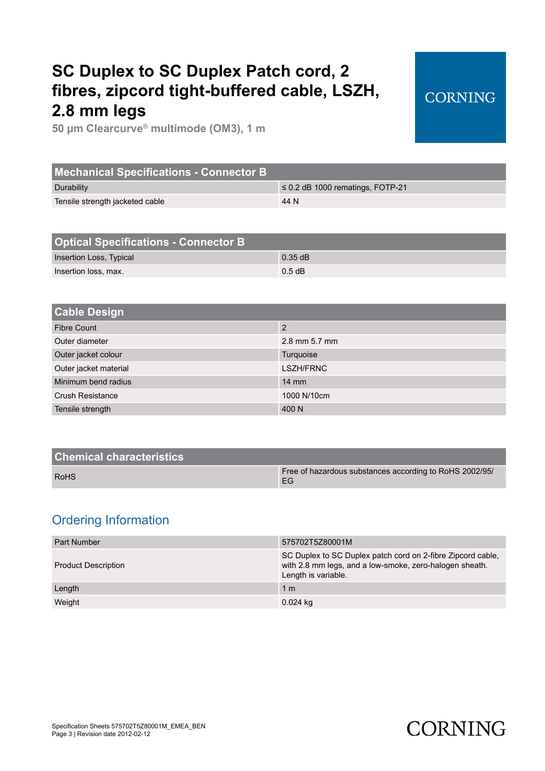# SC Duplex to SC Duplex Patch cord, 2 fibres, zipcord tight-buffered cable, LSZH, 2.8 mm legs

**50 µm Clearcurve® multimode (OM3), 1 m**

| Mechanical Specifications - Connector B | |
|---|---|
| Durability | ≤ 0.2 dB 1000 rematings, FOTP-21 |
| Tensile strength jacketed cable | 44 N |

| Optical Specifications - Connector B | |
|---|---|
| Insertion Loss, Typical | 0.35 dB |
| Insertion loss, max. | 0.5 dB |

| Cable Design | |
|---|---|
| Fibre Count | 2 |
| Outer diameter | 2.8 mm 5.7 mm |
| Outer jacket colour | Turquoise |
| Outer jacket material | LSZH/FRNC |
| Minimum bend radius | 14 mm |
| Crush Resistance | 1000 N/10cm |
| Tensile strength | 400 N |

| Chemical characteristics | |
|---|---|
| RoHS | Free of hazardous substances according to RoHS 2002/95/EG |

## Ordering Information

| | |
|---|---|
| Part Number | 575702T5Z80001M |
| Product Description | SC Duplex to SC Duplex patch cord on 2-fibre Zipcord cable, with 2.8 mm legs, and a low-smoke, zero-halogen sheath. Length is variable. |
| Length | 1 m |
| Weight | 0.024 kg |

Specification Sheets 575702T5Z80001M_EMEA_BEN
Revision date 2012-02-12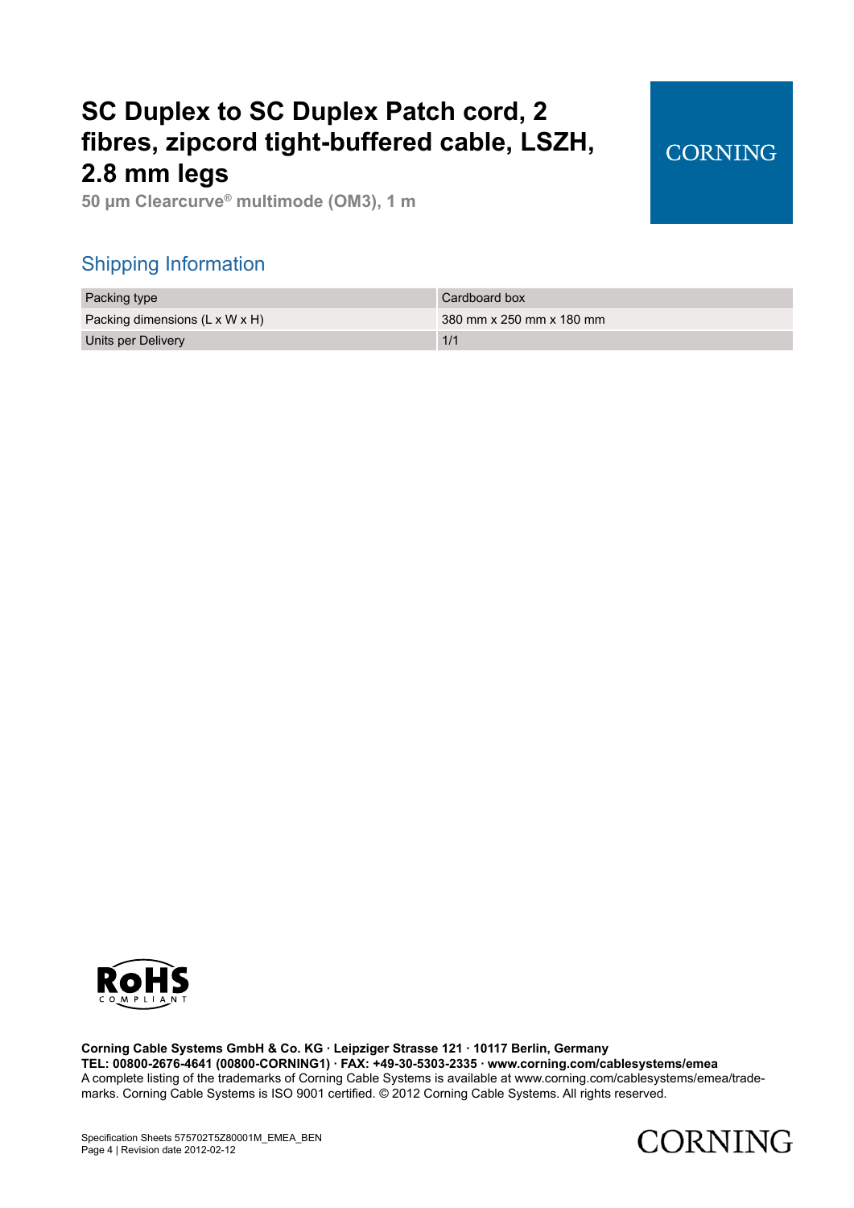# SC Duplex to SC Duplex Patch cord, 2 fibres, zipcord tight-buffered cable, LSZH, 2.8 mm legs

**50 µm Clearcurve® multimode (OM3), 1 m**

CORNING

## Shipping Information

| | |
|---|---|
| Packing type | Cardboard box |
| Packing dimensions (L x W x H) | 380 mm x 250 mm x 180 mm |
| Units per Delivery | 1/1 |

RoHS COMPLIANT

**Corning Cable Systems GmbH & Co. KG · Leipziger Strasse 121 · 10117 Berlin, Germany**
**TEL: 00800-2676-4641 (00800-CORNING1) · FAX: +49-30-5303-2335 · www.corning.com/cablesystems/emea**
A complete listing of the trademarks of Corning Cable Systems is available at www.corning.com/cablesystems/emea/trademarks. Corning Cable Systems is ISO 9001 certified. © 2012 Corning Cable Systems. All rights reserved.

Specification Sheets 575702T5Z80001M_EMEA_BEN
Page 4 | Revision date 2012-02-12

CORNING